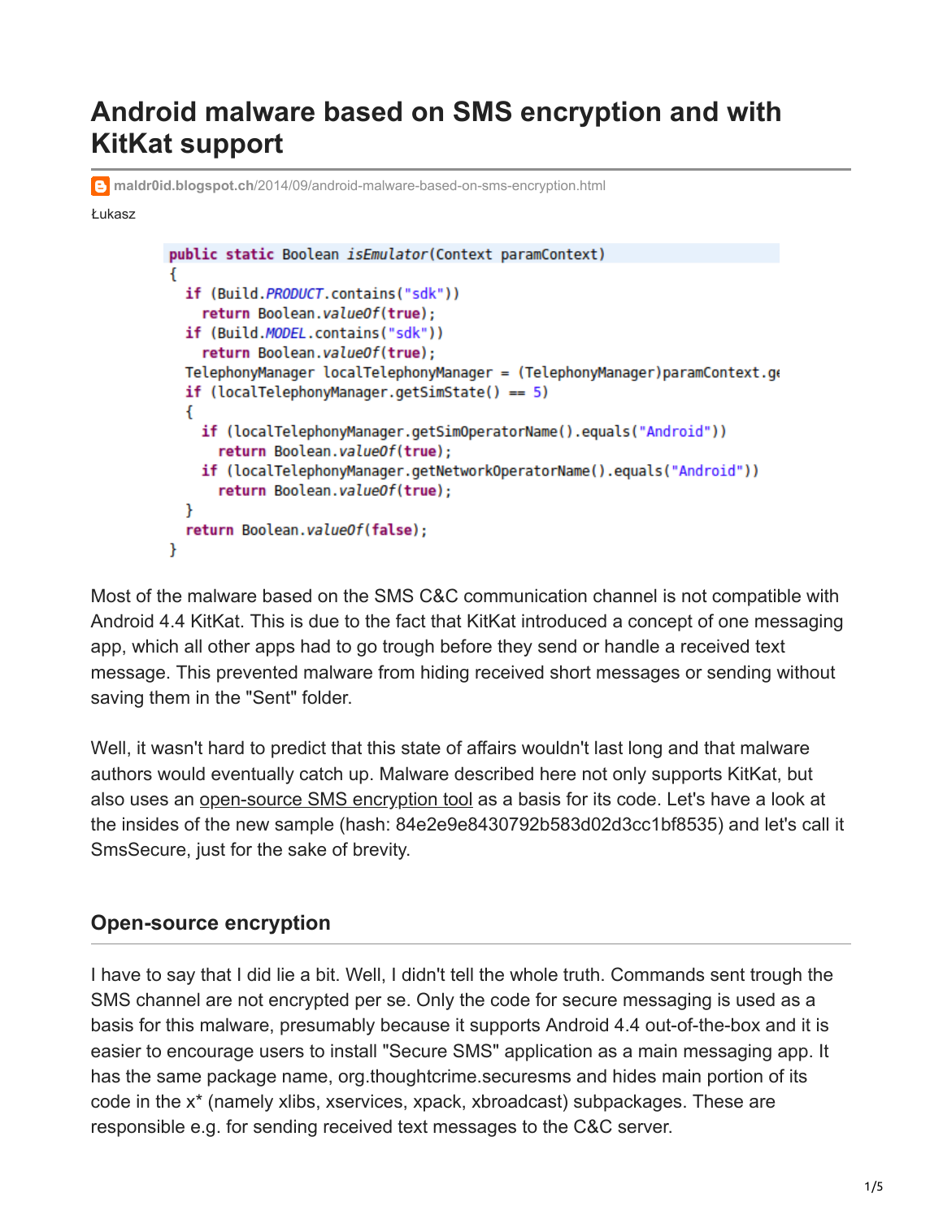# Android malware based on SMS encryption and with KitKat support

maldr0id.blogspot.ch/2014/09/android-malware-based-on-sms-encryption.html

Łukasz

```java
public static Boolean isEmulator(Context paramContext)
{
  if (Build.PRODUCT.contains("sdk"))
    return Boolean.valueOf(true);
  if (Build.MODEL.contains("sdk"))
    return Boolean.valueOf(true);
  TelephonyManager localTelephonyManager = (TelephonyManager)paramContext.ge
  if (localTelephonyManager.getSimState() == 5)
  {
    if (localTelephonyManager.getSimOperatorName().equals("Android"))
      return Boolean.valueOf(true);
    if (localTelephonyManager.getNetworkOperatorName().equals("Android"))
      return Boolean.valueOf(true);
  }
  return Boolean.valueOf(false);
}
```

Most of the malware based on the SMS C&C communication channel is not compatible with Android 4.4 KitKat. This is due to the fact that KitKat introduced a concept of one messaging app, which all other apps had to go trough before they send or handle a received text message. This prevented malware from hiding received short messages or sending without saving them in the "Sent" folder.

Well, it wasn't hard to predict that this state of affairs wouldn't last long and that malware authors would eventually catch up. Malware described here not only supports KitKat, but also uses an open-source SMS encryption tool as a basis for its code. Let's have a look at the insides of the new sample (hash: 84e2e9e8430792b583d02d3cc1bf8535) and let's call it SmsSecure, just for the sake of brevity.

## Open-source encryption

I have to say that I did lie a bit. Well, I didn't tell the whole truth. Commands sent trough the SMS channel are not encrypted per se. Only the code for secure messaging is used as a basis for this malware, presumably because it supports Android 4.4 out-of-the-box and it is easier to encourage users to install "Secure SMS" application as a main messaging app. It has the same package name, org.thoughtcrime.securesms and hides main portion of its code in the x* (namely xlibs, xservices, xpack, xbroadcast) subpackages. These are responsible e.g. for sending received text messages to the C&C server.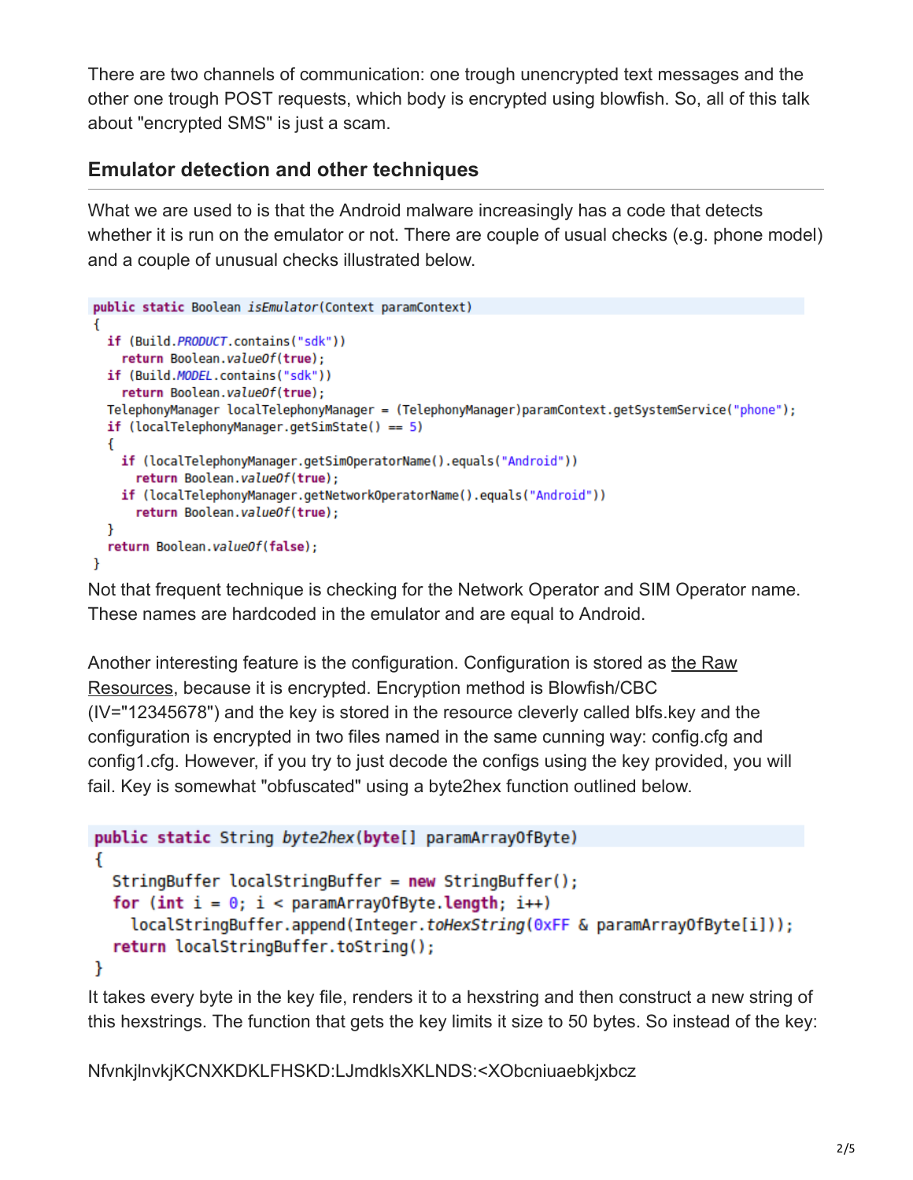There are two channels of communication: one trough unencrypted text messages and the other one trough POST requests, which body is encrypted using blowfish. So, all of this talk about "encrypted SMS" is just a scam.

## Emulator detection and other techniques

What we are used to is that the Android malware increasingly has a code that detects whether it is run on the emulator or not. There are couple of usual checks (e.g. phone model) and a couple of unusual checks illustrated below.

```
public static Boolean isEmulator(Context paramContext)
{
  if (Build.PRODUCT.contains("sdk"))
    return Boolean.valueOf(true);
  if (Build.MODEL.contains("sdk"))
    return Boolean.valueOf(true);
  TelephonyManager localTelephonyManager = (TelephonyManager)paramContext.getSystemService("phone");
  if (localTelephonyManager.getSimState() == 5)
  {
    if (localTelephonyManager.getSimOperatorName().equals("Android"))
      return Boolean.valueOf(true);
    if (localTelephonyManager.getNetworkOperatorName().equals("Android"))
      return Boolean.valueOf(true);
  }
  return Boolean.valueOf(false);
}
```

Not that frequent technique is checking for the Network Operator and SIM Operator name. These names are hardcoded in the emulator and are equal to Android.

Another interesting feature is the configuration. Configuration is stored as the Raw Resources, because it is encrypted. Encryption method is Blowfish/CBC (IV="12345678") and the key is stored in the resource cleverly called blfs.key and the configuration is encrypted in two files named in the same cunning way: config.cfg and config1.cfg. However, if you try to just decode the configs using the key provided, you will fail. Key is somewhat "obfuscated" using a byte2hex function outlined below.

```
public static String byte2hex(byte[] paramArrayOfByte)
{
  StringBuffer localStringBuffer = new StringBuffer();
  for (int i = 0; i < paramArrayOfByte.length; i++)
    localStringBuffer.append(Integer.toHexString(0xFF & paramArrayOfByte[i]));
  return localStringBuffer.toString();
}
```

It takes every byte in the key file, renders it to a hexstring and then construct a new string of this hexstrings. The function that gets the key limits it size to 50 bytes. So instead of the key:

NfvnkjlnvkjKCNXKDKLFHSKD:LJmdklsXKLNDS:<XObcniuaebkjxbcz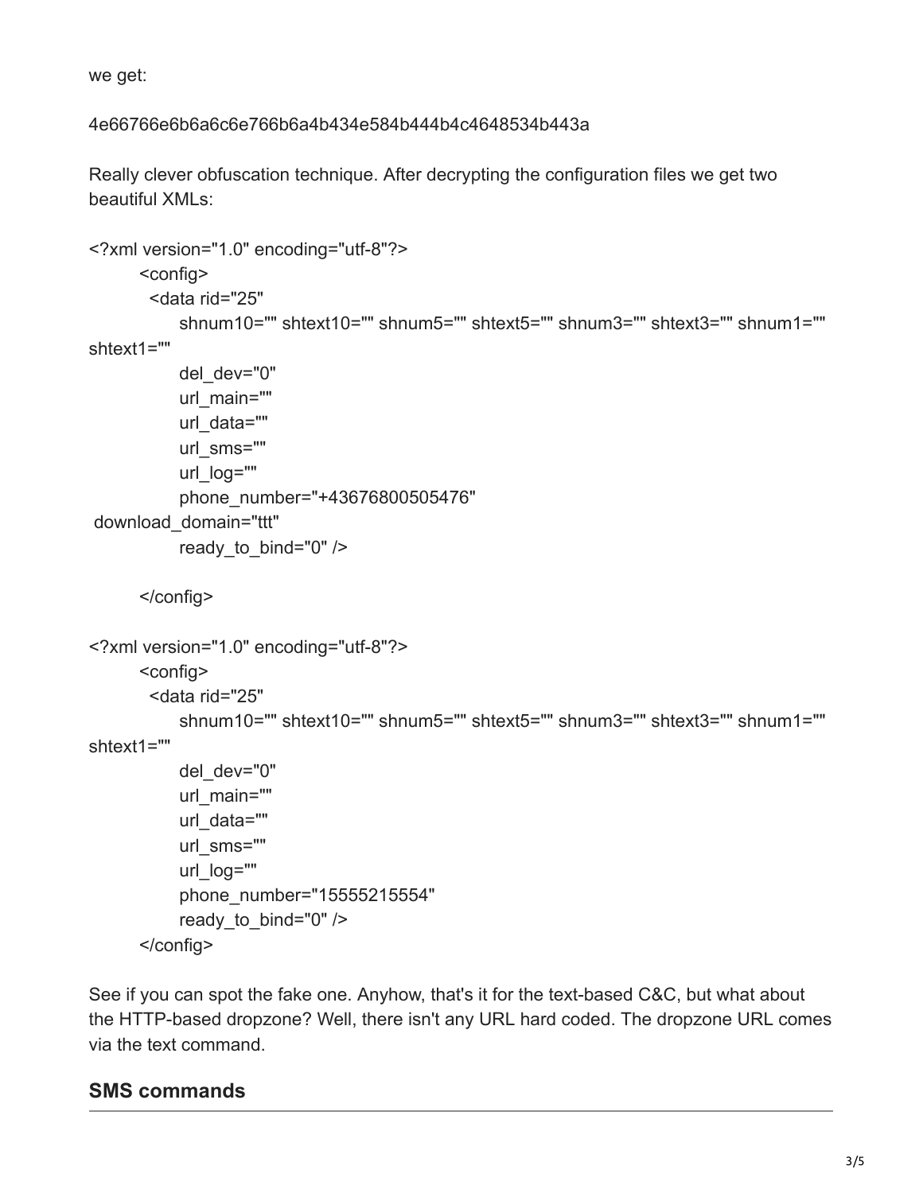we get:

4e66766e6b6a6c6e766b6a4b434e584b444b4c4648534b443a

Really clever obfuscation technique. After decrypting the configuration files we get two beautiful XMLs:

```
<?xml version="1.0" encoding="utf-8"?>
        <config>
          <data rid="25"
              shnum10="" shtext10="" shnum5="" shtext5="" shnum3="" shtext3="" shnum1=""
shtext1=""
              del_dev="0"
              url_main=""
              url_data=""
              url_sms=""
              url_log=""
              phone_number="+43676800505476"
 download_domain="ttt"
              ready_to_bind="0" />

        </config>
```

```
<?xml version="1.0" encoding="utf-8"?>
        <config>
          <data rid="25"
              shnum10="" shtext10="" shnum5="" shtext5="" shnum3="" shtext3="" shnum1=""
shtext1=""
              del_dev="0"
              url_main=""
              url_data=""
              url_sms=""
              url_log=""
              phone_number="15555215554"
              ready_to_bind="0" />
        </config>
```

See if you can spot the fake one. Anyhow, that's it for the text-based C&C, but what about the HTTP-based dropzone? Well, there isn't any URL hard coded. The dropzone URL comes via the text command.

## SMS commands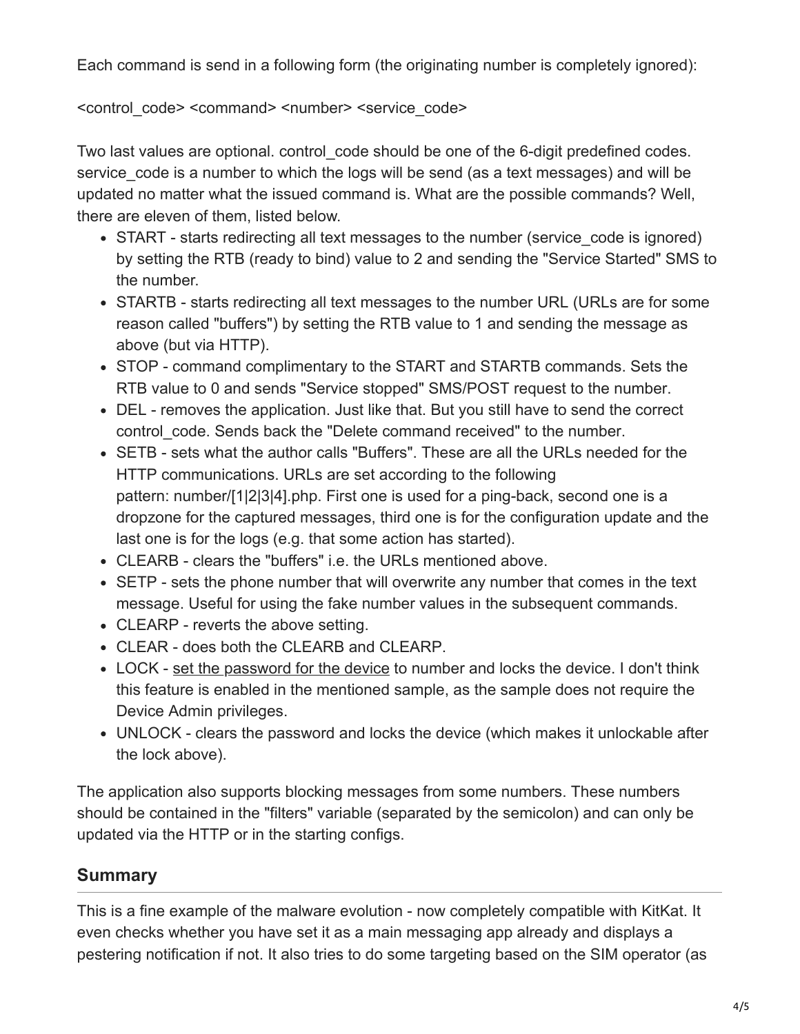Each command is send in a following form (the originating number is completely ignored):

<control_code> <command> <number> <service_code>

Two last values are optional. control_code should be one of the 6-digit predefined codes. service_code is a number to which the logs will be send (as a text messages) and will be updated no matter what the issued command is. What are the possible commands? Well, there are eleven of them, listed below.

- START - starts redirecting all text messages to the number (service_code is ignored) by setting the RTB (ready to bind) value to 2 and sending the "Service Started" SMS to the number.
- STARTB - starts redirecting all text messages to the number URL (URLs are for some reason called "buffers") by setting the RTB value to 1 and sending the message as above (but via HTTP).
- STOP - command complimentary to the START and STARTB commands. Sets the RTB value to 0 and sends "Service stopped" SMS/POST request to the number.
- DEL - removes the application. Just like that. But you still have to send the correct control_code. Sends back the "Delete command received" to the number.
- SETB - sets what the author calls "Buffers". These are all the URLs needed for the HTTP communications. URLs are set according to the following pattern: number/[1|2|3|4].php. First one is used for a ping-back, second one is a dropzone for the captured messages, third one is for the configuration update and the last one is for the logs (e.g. that some action has started).
- CLEARB - clears the "buffers" i.e. the URLs mentioned above.
- SETP - sets the phone number that will overwrite any number that comes in the text message. Useful for using the fake number values in the subsequent commands.
- CLEARP - reverts the above setting.
- CLEAR - does both the CLEARB and CLEARP.
- LOCK - set the password for the device to number and locks the device. I don't think this feature is enabled in the mentioned sample, as the sample does not require the Device Admin privileges.
- UNLOCK - clears the password and locks the device (which makes it unlockable after the lock above).

The application also supports blocking messages from some numbers. These numbers should be contained in the "filters" variable (separated by the semicolon) and can only be updated via the HTTP or in the starting configs.

## Summary

This is a fine example of the malware evolution - now completely compatible with KitKat. It even checks whether you have set it as a main messaging app already and displays a pestering notification if not. It also tries to do some targeting based on the SIM operator (as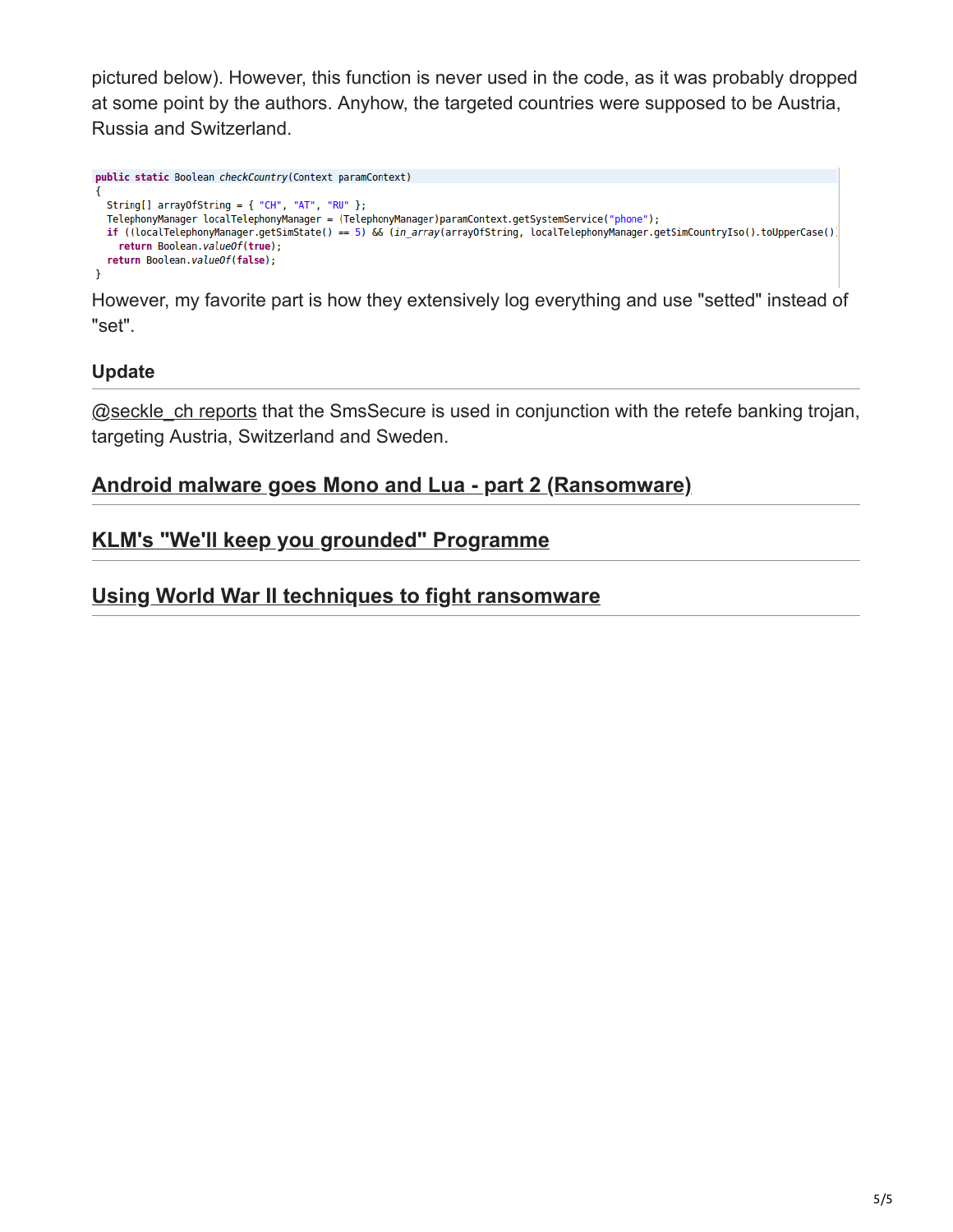pictured below). However, this function is never used in the code, as it was probably dropped at some point by the authors. Anyhow, the targeted countries were supposed to be Austria, Russia and Switzerland.

```
public static Boolean checkCountry(Context paramContext)
{
  String[] arrayOfString = { "CH", "AT", "RU" };
  TelephonyManager localTelephonyManager = (TelephonyManager)paramContext.getSystemService("phone");
  if ((localTelephonyManager.getSimState() == 5) && (in_array(arrayOfString, localTelephonyManager.getSimCountryIso().toUpperCase()
    return Boolean.valueOf(true);
  return Boolean.valueOf(false);
}
```

However, my favorite part is how they extensively log everything and use "setted" instead of "set".

### Update

@seckle_ch reports that the SmsSecure is used in conjunction with the retefe banking trojan, targeting Austria, Switzerland and Sweden.

## Android malware goes Mono and Lua - part 2 (Ransomware)

## KLM's "We'll keep you grounded" Programme

## Using World War II techniques to fight ransomware